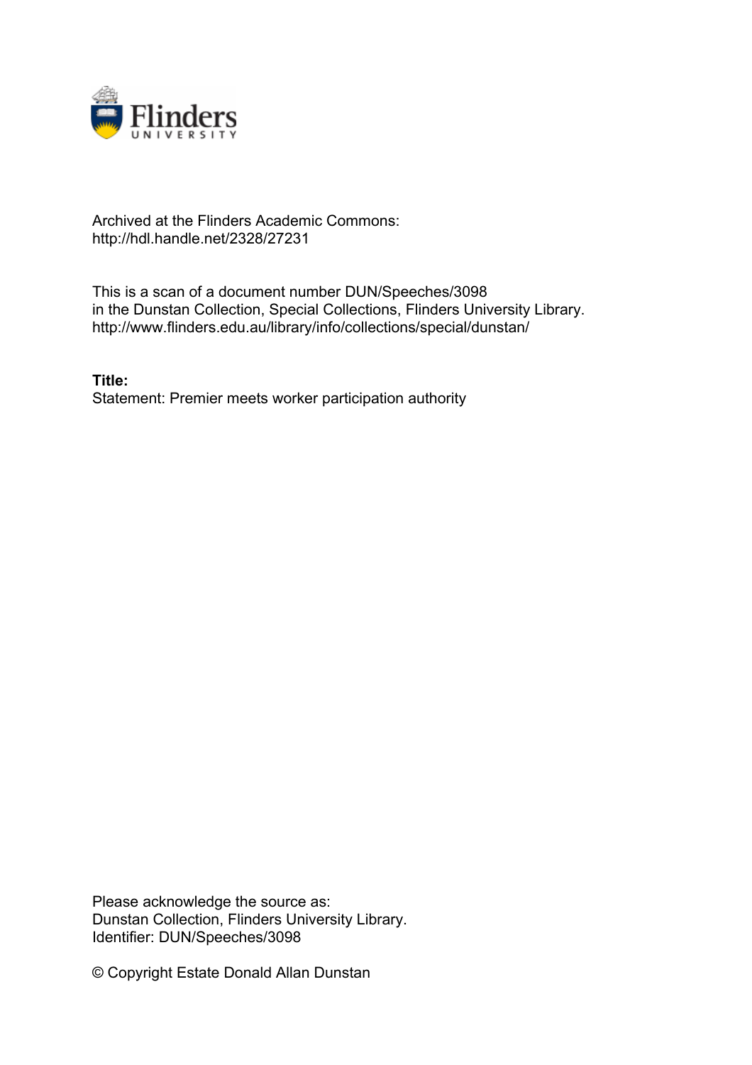Archived at the Flinders Academic Commons:
http://hdl.handle.net/2328/27231

This is a scan of a document number DUN/Speeches/3098
in the Dunstan Collection, Special Collections, Flinders University Library.
http://www.flinders.edu.au/library/info/collections/special/dunstan/

**Title:**
Statement: Premier meets worker participation authority

Please acknowledge the source as:
Dunstan Collection, Flinders University Library.
Identifier: DUN/Speeches/3098

© Copyright Estate Donald Allan Dunstan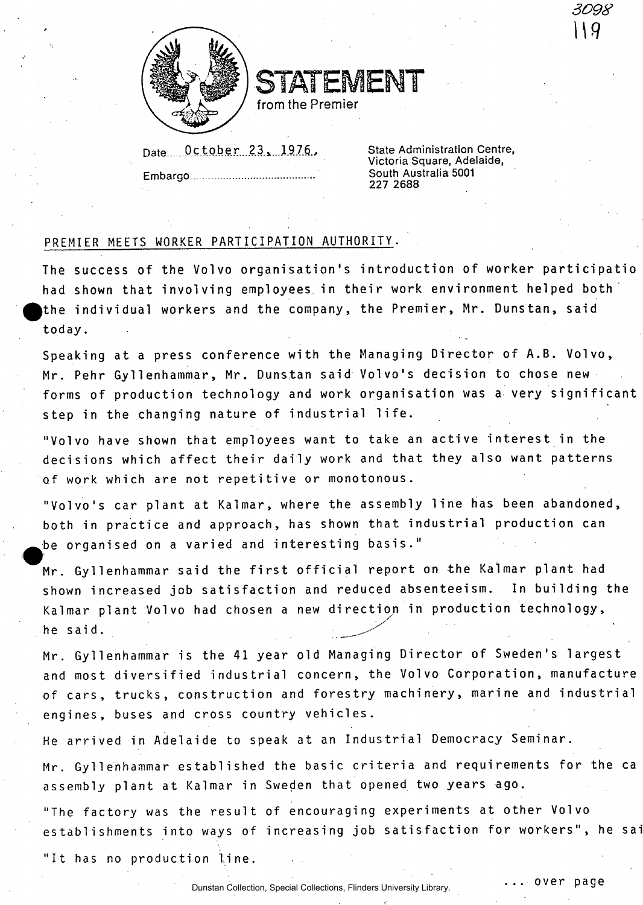# STATEMENT
from the Premier

Date October 23, 1976.

Embargo..........................................

State Administration Centre,
Victoria Square, Adelaide,
South Australia 5001
227 2688

PREMIER MEETS WORKER PARTICIPATION AUTHORITY.

The success of the Volvo organisation's introduction of worker participatio had shown that involving employees in their work environment helped both the individual workers and the company, the Premier, Mr. Dunstan, said today.

Speaking at a press conference with the Managing Director of A.B. Volvo, Mr. Pehr Gyllenhammar, Mr. Dunstan said Volvo's decision to chose new forms of production technology and work organisation was a very significant step in the changing nature of industrial life.

"Volvo have shown that employees want to take an active interest in the decisions which affect their daily work and that they also want patterns of work which are not repetitive or monotonous.

"Volvo's car plant at Kalmar, where the assembly line has been abandoned, both in practice and approach, has shown that industrial production can be organised on a varied and interesting basis."

Mr. Gyllenhammar said the first official report on the Kalmar plant had shown increased job satisfaction and reduced absenteeism. In building the Kalmar plant Volvo had chosen a new direction in production technology, he said.

Mr. Gyllenhammar is the 41 year old Managing Director of Sweden's largest and most diversified industrial concern, the Volvo Corporation, manufacture of cars, trucks, construction and forestry machinery, marine and industrial engines, buses and cross country vehicles.

He arrived in Adelaide to speak at an Industrial Democracy Seminar.

Mr. Gyllenhammar established the basic criteria and requirements for the ca assembly plant at Kalmar in Sweden that opened two years ago.

"The factory was the result of encouraging experiments at other Volvo establishments into ways of increasing job satisfaction for workers", he sai

"It has no production line.

... over page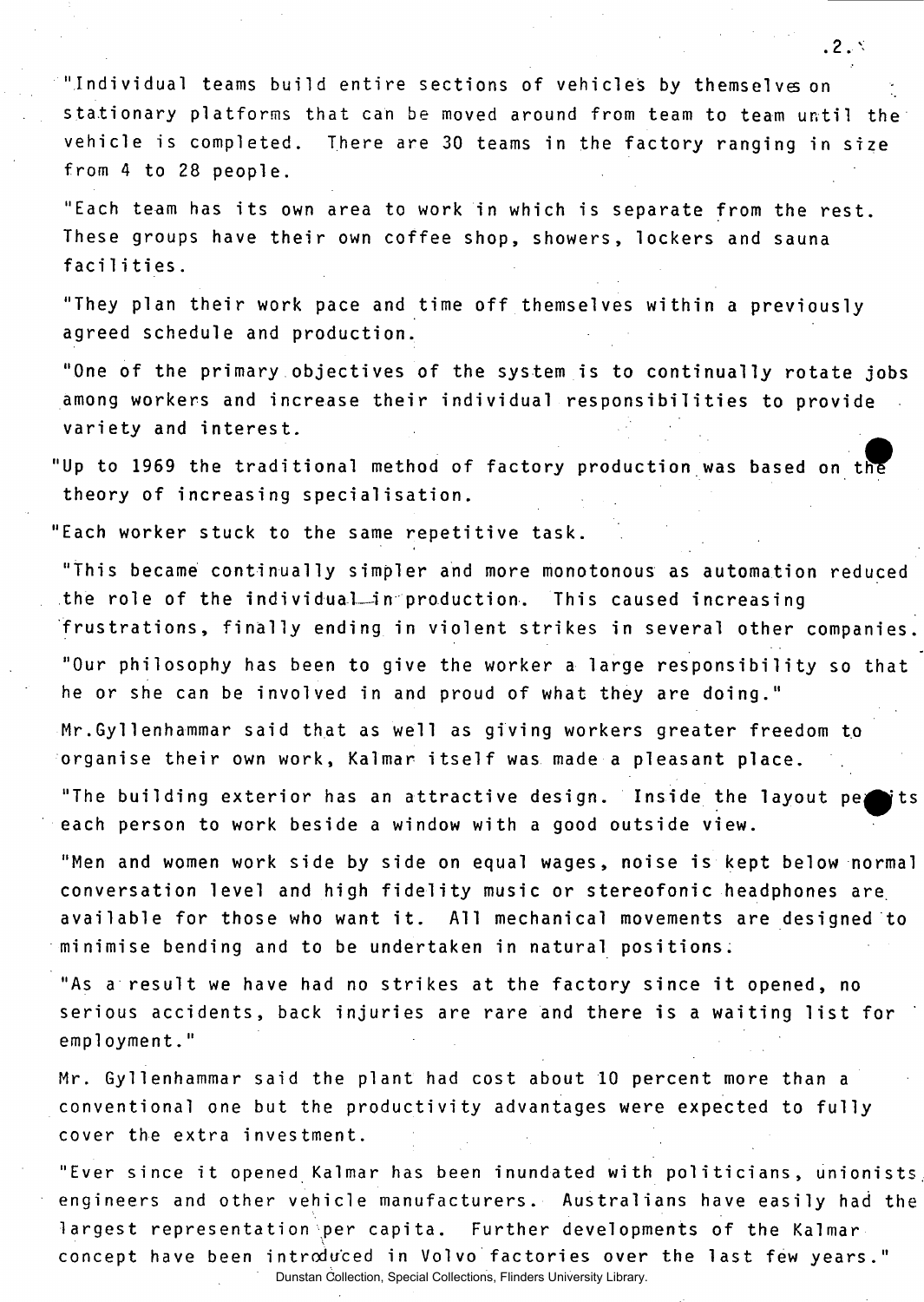"Individual teams build entire sections of vehicles by themselves on stationary platforms that can be moved around from team to team until the vehicle is completed. There are 30 teams in the factory ranging in size from 4 to 28 people.

"Each team has its own area to work in which is separate from the rest. These groups have their own coffee shop, showers, lockers and sauna facilities.

"They plan their work pace and time off themselves within a previously agreed schedule and production.

"One of the primary objectives of the system is to continually rotate jobs among workers and increase their individual responsibilities to provide variety and interest.

"Up to 1969 the traditional method of factory production was based on the theory of increasing specialisation.

"Each worker stuck to the same repetitive task.

"This became continually simpler and more monotonous as automation reduced the role of the individual in production. This caused increasing frustrations, finally ending in violent strikes in several other companies.

"Our philosophy has been to give the worker a large responsibility so that he or she can be involved in and proud of what they are doing."

Mr.Gyllenhammar said that as well as giving workers greater freedom to organise their own work, Kalmar itself was made a pleasant place.

"The building exterior has an attractive design. Inside the layout permits each person to work beside a window with a good outside view.

"Men and women work side by side on equal wages, noise is kept below normal conversation level and high fidelity music or stereofonic headphones are available for those who want it. All mechanical movements are designed to minimise bending and to be undertaken in natural positions.

"As a result we have had no strikes at the factory since it opened, no serious accidents, back injuries are rare and there is a waiting list for employment."

Mr. Gyllenhammar said the plant had cost about 10 percent more than a conventional one but the productivity advantages were expected to fully cover the extra investment.

"Ever since it opened Kalmar has been inundated with politicians, unionists, engineers and other vehicle manufacturers. Australians have easily had the largest representation per capita. Further developments of the Kalmar concept have been introduced in Volvo factories over the last few years."

Dunstan Collection, Special Collections, Flinders University Library.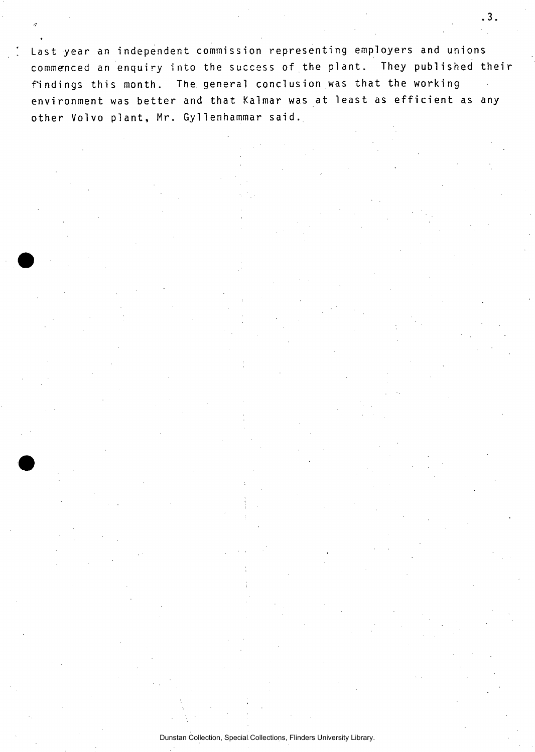Last year an independent commission representing employers and unions commenced an enquiry into the success of the plant. They published their findings this month. The general conclusion was that the working environment was better and that Kalmar was at least as efficient as any other Volvo plant, Mr. Gyllenhammar said.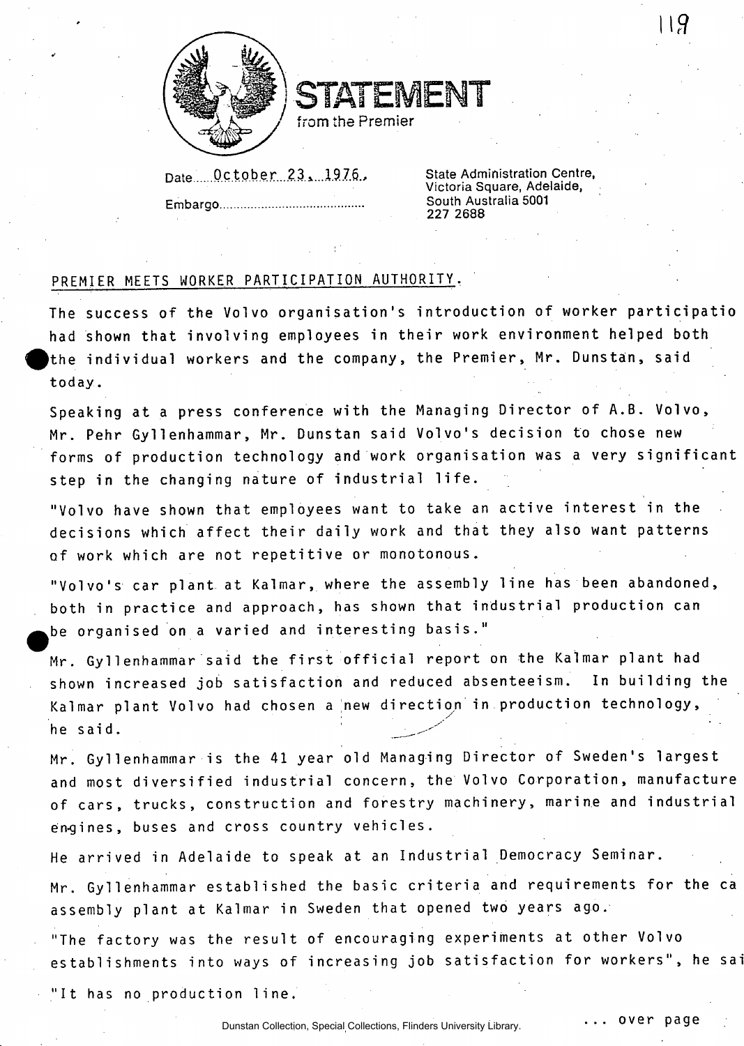**STATEMENT**
from the Premier

Date October 23, 1976.

Embargo..........................................

State Administration Centre,
Victoria Square, Adelaide,
South Australia 5001
227 2688

PREMIER MEETS WORKER PARTICIPATION AUTHORITY.

The success of the Volvo organisation's introduction of worker participatio had shown that involving employees in their work environment helped both the individual workers and the company, the Premier, Mr. Dunstan, said today.

Speaking at a press conference with the Managing Director of A.B. Volvo, Mr. Pehr Gyllenhammar, Mr. Dunstan said Volvo's decision to chose new forms of production technology and work organisation was a very significant step in the changing nature of industrial life.

"Volvo have shown that employees want to take an active interest in the decisions which affect their daily work and that they also want patterns of work which are not repetitive or monotonous.

"Volvo's car plant at Kalmar, where the assembly line has been abandoned, both in practice and approach, has shown that industrial production can be organised on a varied and interesting basis."

Mr. Gyllenhammar said the first official report on the Kalmar plant had shown increased job satisfaction and reduced absenteeism. In building the Kalmar plant Volvo had chosen a new direction in production technology, he said.

Mr. Gyllenhammar is the 41 year old Managing Director of Sweden's largest and most diversified industrial concern, the Volvo Corporation, manufacture of cars, trucks, construction and forestry machinery, marine and industrial engines, buses and cross country vehicles.

He arrived in Adelaide to speak at an Industrial Democracy Seminar.

Mr. Gyllenhammar established the basic criteria and requirements for the ca assembly plant at Kalmar in Sweden that opened two years ago.

"The factory was the result of encouraging experiments at other Volvo establishments into ways of increasing job satisfaction for workers", he sai

"It has no production line.

... over page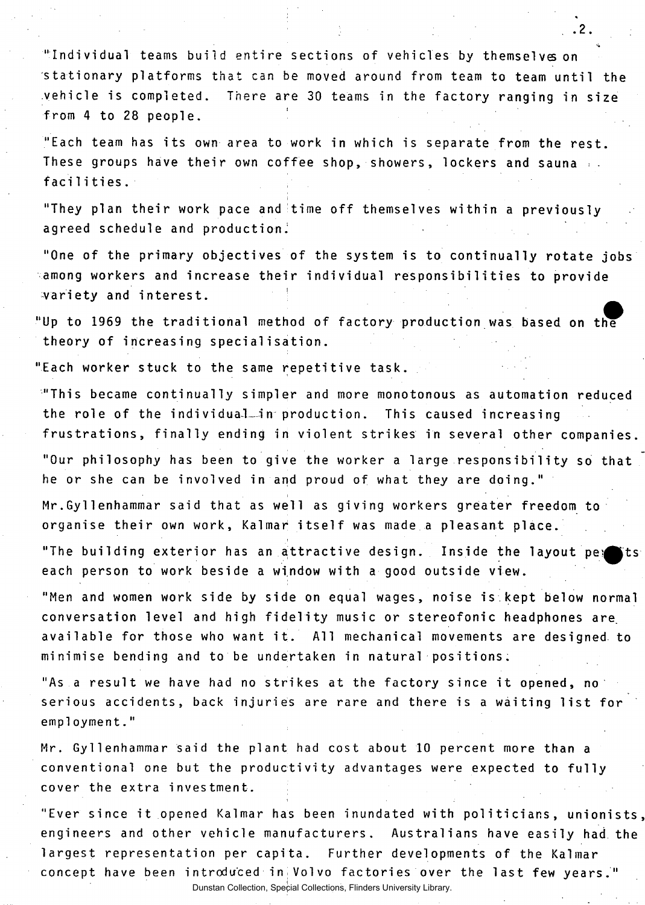"Individual teams build entire sections of vehicles by themselves on stationary platforms that can be moved around from team to team until the vehicle is completed. There are 30 teams in the factory ranging in size from 4 to 28 people.

"Each team has its own area to work in which is separate from the rest. These groups have their own coffee shop, showers, lockers and sauna facilities.

"They plan their work pace and time off themselves within a previously agreed schedule and production.

"One of the primary objectives of the system is to continually rotate jobs among workers and increase their individual responsibilities to provide variety and interest.

"Up to 1969 the traditional method of factory production was based on the theory of increasing specialisation.

"Each worker stuck to the same repetitive task.

"This became continually simpler and more monotonous as automation reduced the role of the individual in production. This caused increasing frustrations, finally ending in violent strikes in several other companies.

"Our philosophy has been to give the worker a large responsibility so that he or she can be involved in and proud of what they are doing."

Mr.Gyllenhammar said that as well as giving workers greater freedom to organise their own work, Kalmar itself was made a pleasant place.

"The building exterior has an attractive design. Inside the layout permits each person to work beside a window with a good outside view.

"Men and women work side by side on equal wages, noise is kept below normal conversation level and high fidelity music or stereofonic headphones are available for those who want it. All mechanical movements are designed to minimise bending and to be undertaken in natural positions.

"As a result we have had no strikes at the factory since it opened, no serious accidents, back injuries are rare and there is a waiting list for employment."

Mr. Gyllenhammar said the plant had cost about 10 percent more than a conventional one but the productivity advantages were expected to fully cover the extra investment.

"Ever since it opened Kalmar has been inundated with politicians, unionists, engineers and other vehicle manufacturers. Australians have easily had the largest representation per capita. Further developments of the Kalmar concept have been introduced in Volvo factories over the last few years."

Dunstan Collection, Special Collections, Flinders University Library.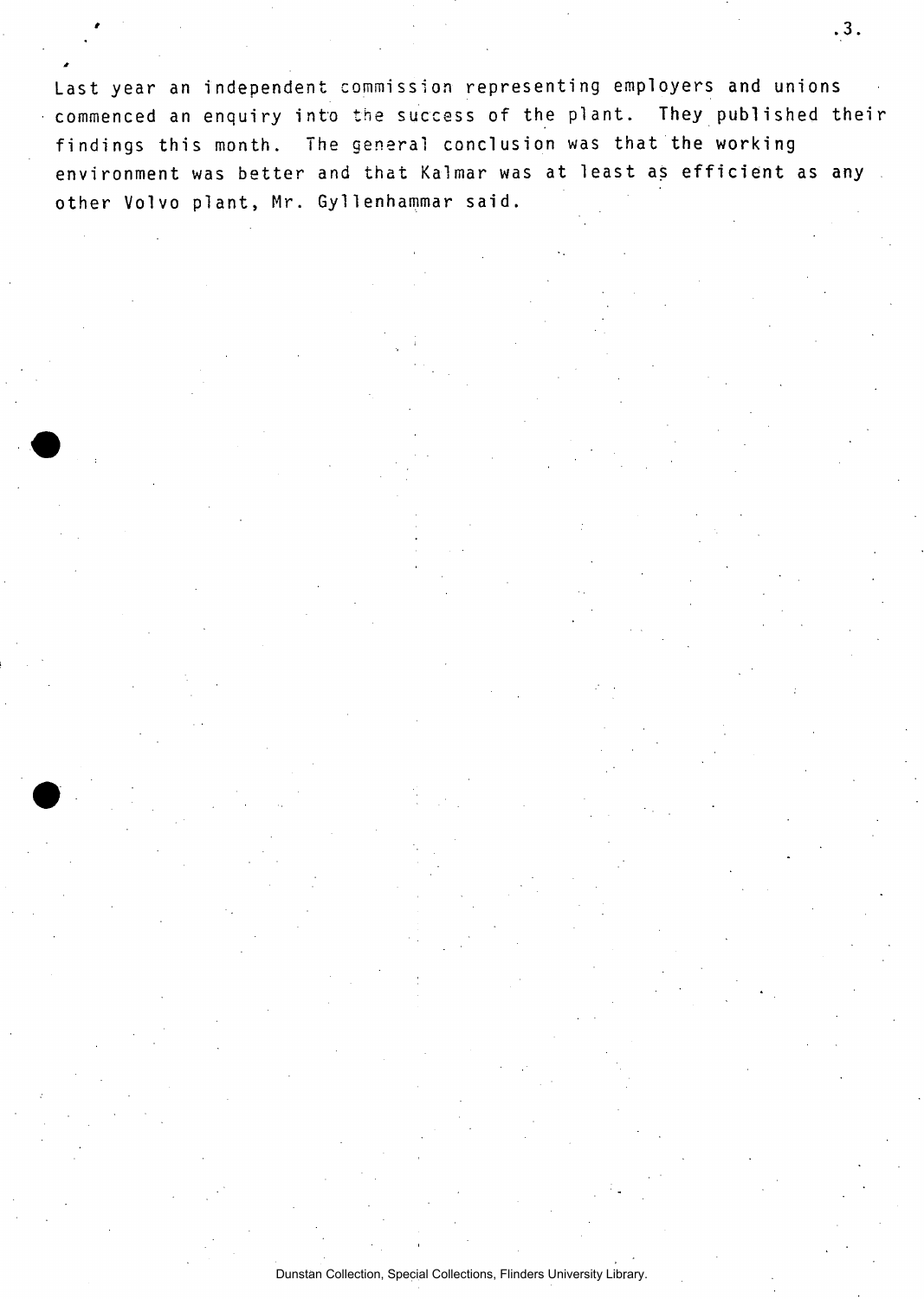Last year an independent commission representing employers and unions commenced an enquiry into the success of the plant. They published their findings this month. The general conclusion was that the working environment was better and that Kalmar was at least as efficient as any other Volvo plant, Mr. Gyllenhammar said.